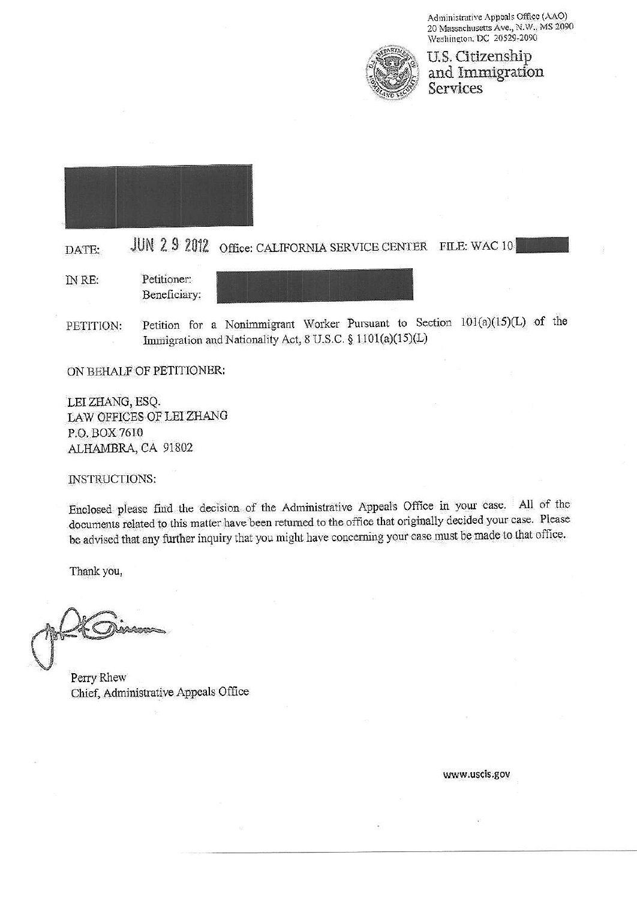Administrative Appeals Office (AAO)
20 Massachusetts Ave., N.W., MS 2090
Washington, DC 20529-2090

**U.S. Citizenship and Immigration Services**

DATE: JUN 29 2012 Office: CALIFORNIA SERVICE CENTER FILE: WAC 10

IN RE: Petitioner:
Beneficiary:

PETITION: Petition for a Nonimmigrant Worker Pursuant to Section 101(a)(15)(L) of the Immigration and Nationality Act, 8 U.S.C. § 1101(a)(15)(L)

ON BEHALF OF PETITIONER:

LEI ZHANG, ESQ.
LAW OFFICES OF LEI ZHANG
P.O. BOX 7610
ALHAMBRA, CA 91802

INSTRUCTIONS:

Enclosed please find the decision of the Administrative Appeals Office in your case. All of the documents related to this matter have been returned to the office that originally decided your case. Please be advised that any further inquiry that you might have concerning your case must be made to that office.

Thank you,

Perry Rhew
Chief, Administrative Appeals Office

www.uscis.gov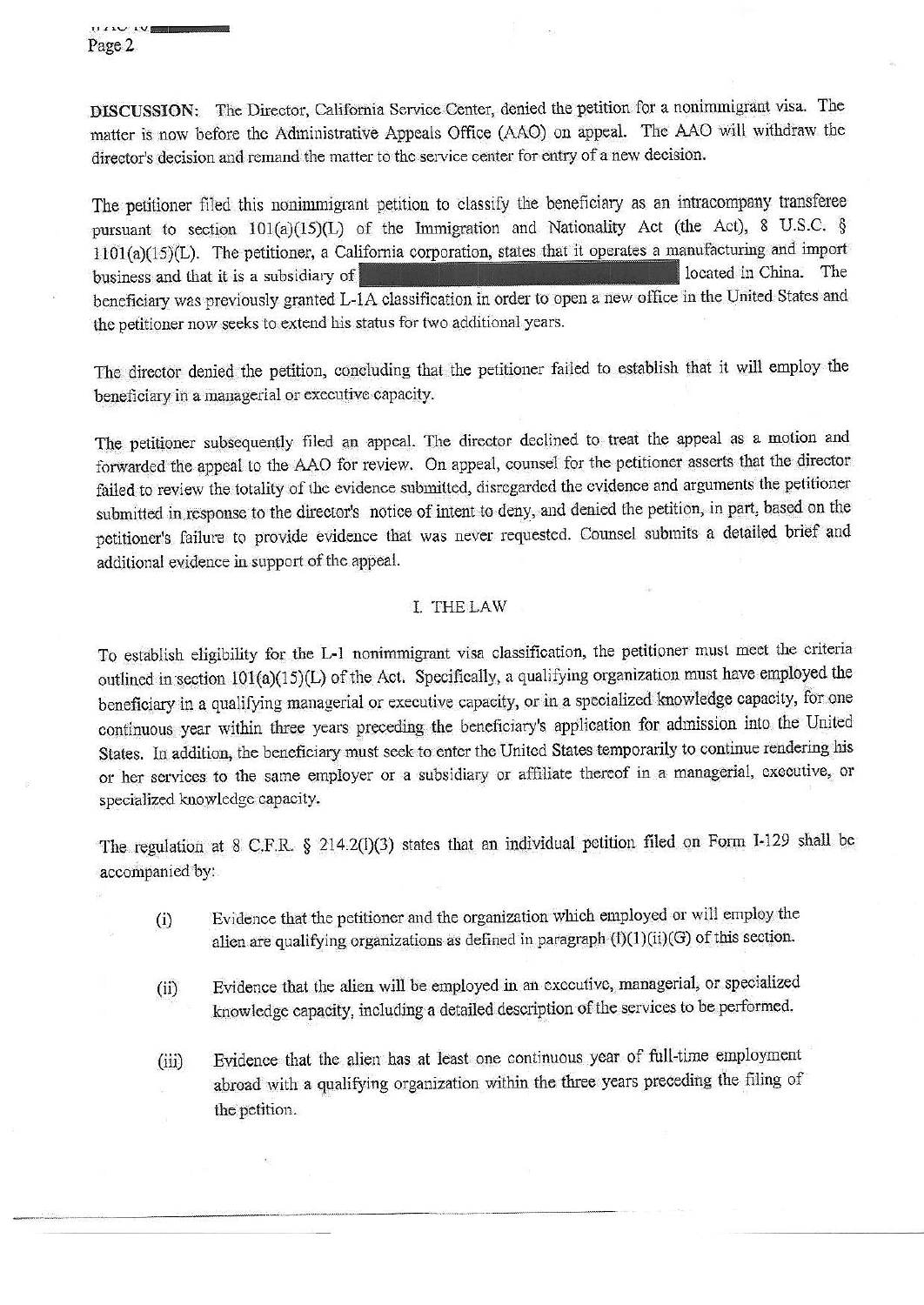**DISCUSSION:** The Director, California Service Center, denied the petition for a nonimmigrant visa. The matter is now before the Administrative Appeals Office (AAO) on appeal. The AAO will withdraw the director's decision and remand the matter to the service center for entry of a new decision.

The petitioner filed this nonimmigrant petition to classify the beneficiary as an intracompany transferee pursuant to section 101(a)(15)(L) of the Immigration and Nationality Act (the Act), 8 U.S.C. § 1101(a)(15)(L). The petitioner, a California corporation, states that it operates a manufacturing and import business and that it is a subsidiary of [redacted] located in China. The beneficiary was previously granted L-1A classification in order to open a new office in the United States and the petitioner now seeks to extend his status for two additional years.

The director denied the petition, concluding that the petitioner failed to establish that it will employ the beneficiary in a managerial or executive capacity.

The petitioner subsequently filed an appeal. The director declined to treat the appeal as a motion and forwarded the appeal to the AAO for review. On appeal, counsel for the petitioner asserts that the director failed to review the totality of the evidence submitted, disregarded the evidence and arguments the petitioner submitted in response to the director's notice of intent to deny, and denied the petition, in part, based on the petitioner's failure to provide evidence that was never requested. Counsel submits a detailed brief and additional evidence in support of the appeal.

## I. THE LAW

To establish eligibility for the L-1 nonimmigrant visa classification, the petitioner must meet the criteria outlined in section 101(a)(15)(L) of the Act. Specifically, a qualifying organization must have employed the beneficiary in a qualifying managerial or executive capacity, or in a specialized knowledge capacity, for one continuous year within three years preceding the beneficiary's application for admission into the United States. In addition, the beneficiary must seek to enter the United States temporarily to continue rendering his or her services to the same employer or a subsidiary or affiliate thereof in a managerial, executive, or specialized knowledge capacity.

The regulation at 8 C.F.R. § 214.2(l)(3) states that an individual petition filed on Form I-129 shall be accompanied by:

(i) Evidence that the petitioner and the organization which employed or will employ the alien are qualifying organizations as defined in paragraph (l)(1)(ii)(G) of this section.

(ii) Evidence that the alien will be employed in an executive, managerial, or specialized knowledge capacity, including a detailed description of the services to be performed.

(iii) Evidence that the alien has at least one continuous year of full-time employment abroad with a qualifying organization within the three years preceding the filing of the petition.